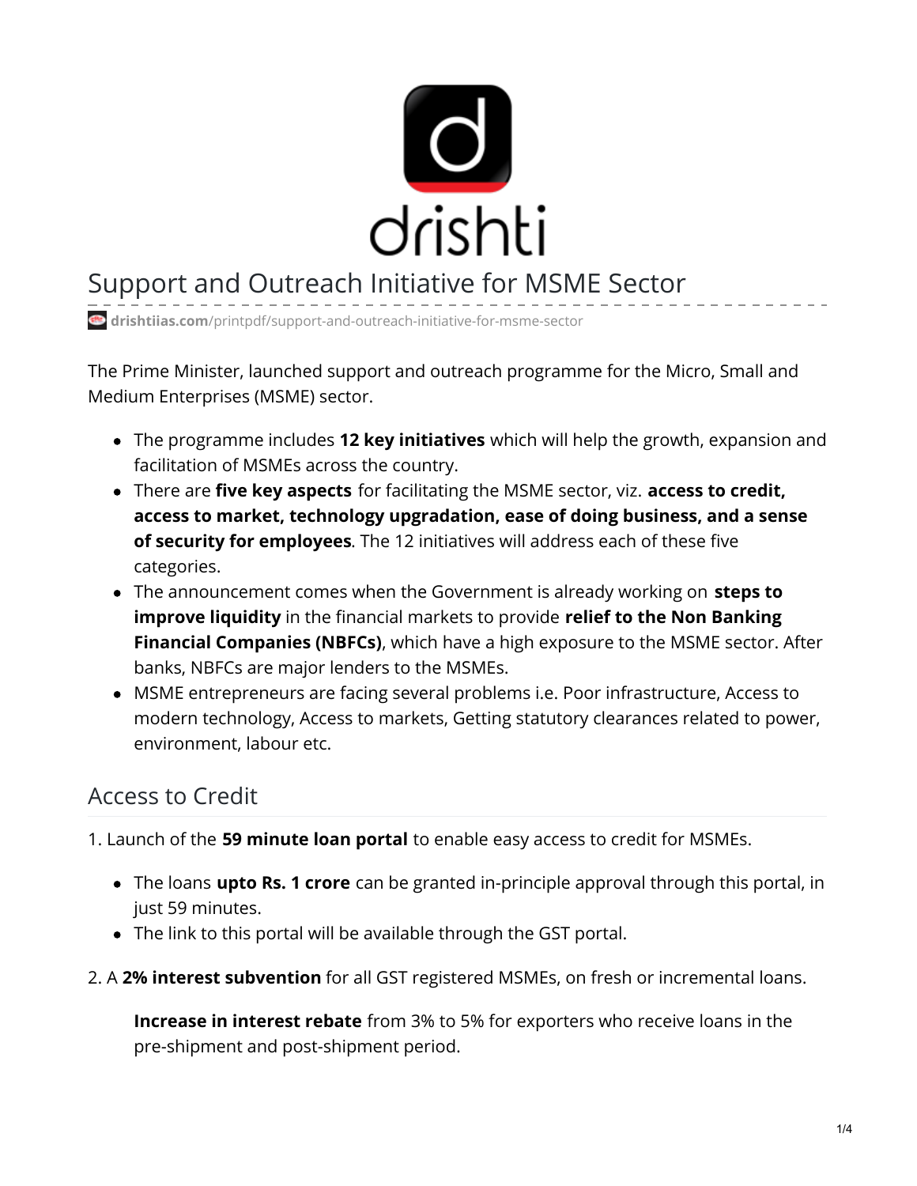# Support and Outreach Initiative for MSME Sector

drishtiias.com/printpdf/support-and-outreach-initiative-for-msme-sector

The Prime Minister, launched support and outreach programme for the Micro, Small and Medium Enterprises (MSME) sector.

- The programme includes **12 key initiatives** which will help the growth, expansion and facilitation of MSMEs across the country.
- There are **five key aspects** for facilitating the MSME sector, viz. **access to credit, access to market, technology upgradation, ease of doing business, and a sense of security for employees**. The 12 initiatives will address each of these five categories.
- The announcement comes when the Government is already working on **steps to improve liquidity** in the financial markets to provide **relief to the Non Banking Financial Companies (NBFCs)**, which have a high exposure to the MSME sector. After banks, NBFCs are major lenders to the MSMEs.
- MSME entrepreneurs are facing several problems i.e. Poor infrastructure, Access to modern technology, Access to markets, Getting statutory clearances related to power, environment, labour etc.

## Access to Credit

1. Launch of the **59 minute loan portal** to enable easy access to credit for MSMEs.

- The loans **upto Rs. 1 crore** can be granted in-principle approval through this portal, in just 59 minutes.
- The link to this portal will be available through the GST portal.

2. A **2% interest subvention** for all GST registered MSMEs, on fresh or incremental loans.

   **Increase in interest rebate** from 3% to 5% for exporters who receive loans in the pre-shipment and post-shipment period.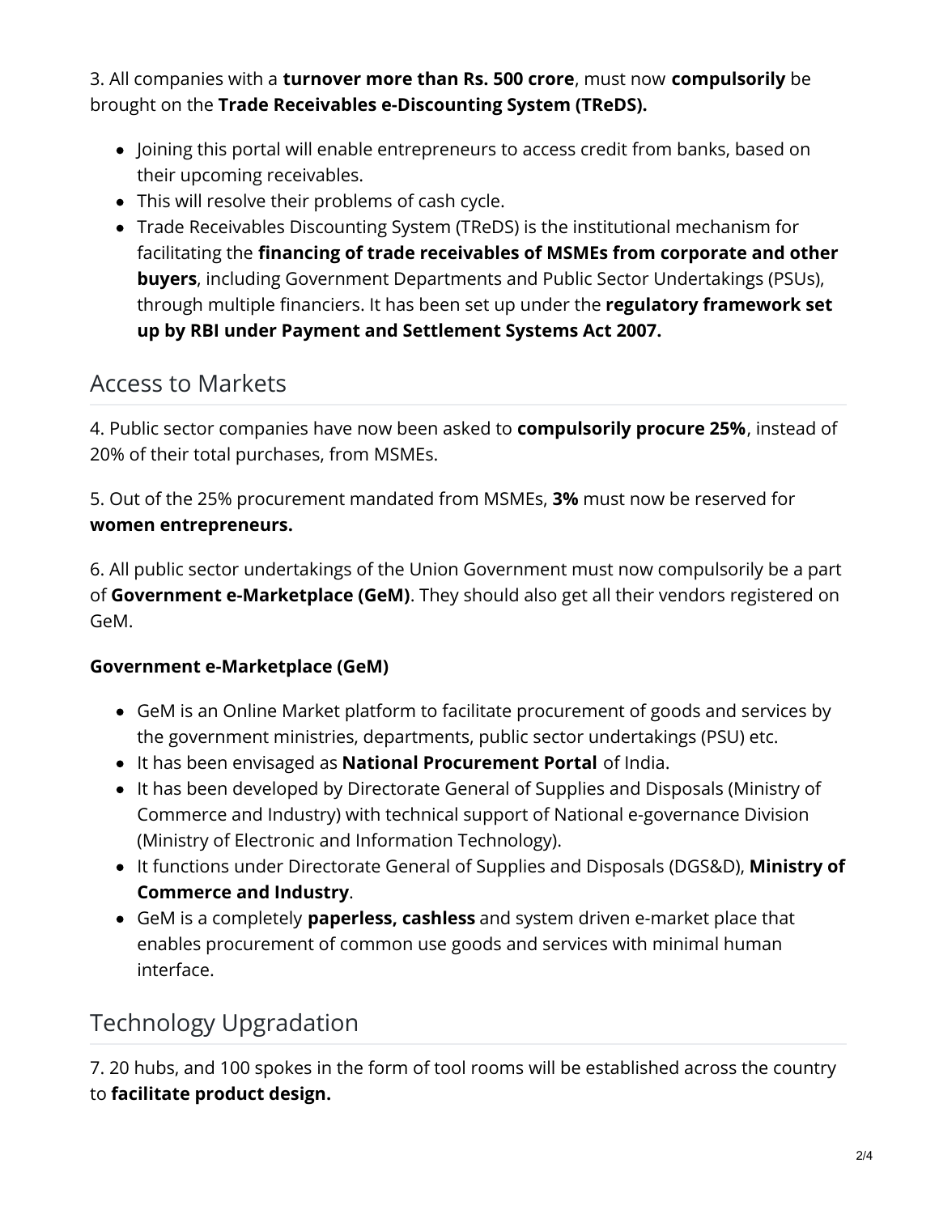3. All companies with a **turnover more than Rs. 500 crore**, must now **compulsorily** be brought on the **Trade Receivables e-Discounting System (TReDS).**

- Joining this portal will enable entrepreneurs to access credit from banks, based on their upcoming receivables.
- This will resolve their problems of cash cycle.
- Trade Receivables Discounting System (TReDS) is the institutional mechanism for facilitating the **financing of trade receivables of MSMEs from corporate and other buyers**, including Government Departments and Public Sector Undertakings (PSUs), through multiple financiers. It has been set up under the **regulatory framework set up by RBI under Payment and Settlement Systems Act 2007.**

## Access to Markets

4. Public sector companies have now been asked to **compulsorily procure 25%**, instead of 20% of their total purchases, from MSMEs.

5. Out of the 25% procurement mandated from MSMEs, **3%** must now be reserved for **women entrepreneurs.**

6. All public sector undertakings of the Union Government must now compulsorily be a part of **Government e-Marketplace (GeM)**. They should also get all their vendors registered on GeM.

**Government e-Marketplace (GeM)**

- GeM is an Online Market platform to facilitate procurement of goods and services by the government ministries, departments, public sector undertakings (PSU) etc.
- It has been envisaged as **National Procurement Portal** of India.
- It has been developed by Directorate General of Supplies and Disposals (Ministry of Commerce and Industry) with technical support of National e-governance Division (Ministry of Electronic and Information Technology).
- It functions under Directorate General of Supplies and Disposals (DGS&D), **Ministry of Commerce and Industry**.
- GeM is a completely **paperless, cashless** and system driven e-market place that enables procurement of common use goods and services with minimal human interface.

## Technology Upgradation

7. 20 hubs, and 100 spokes in the form of tool rooms will be established across the country to **facilitate product design.**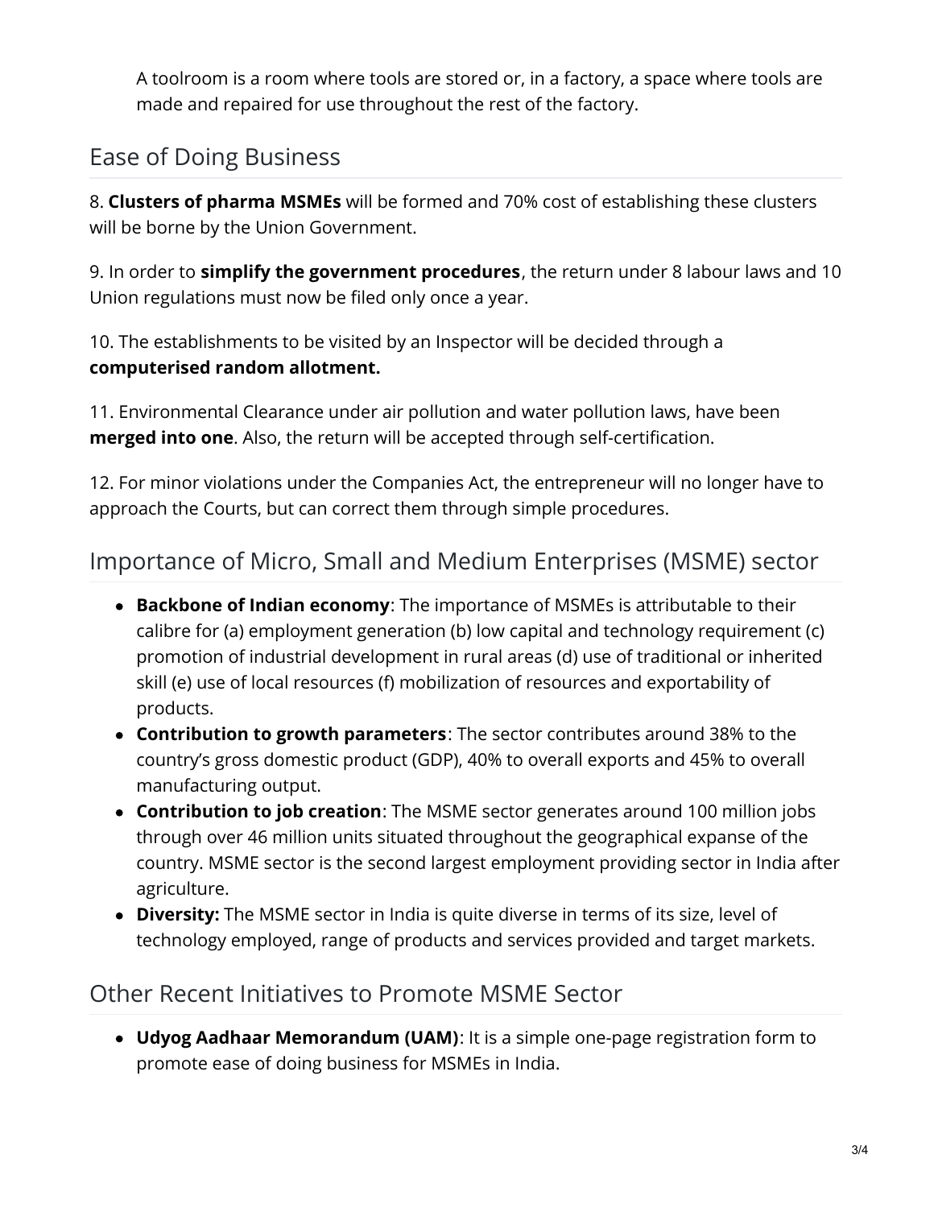A toolroom is a room where tools are stored or, in a factory, a space where tools are made and repaired for use throughout the rest of the factory.

## Ease of Doing Business

8. **Clusters of pharma MSMEs** will be formed and 70% cost of establishing these clusters will be borne by the Union Government.

9. In order to **simplify the government procedures**, the return under 8 labour laws and 10 Union regulations must now be filed only once a year.

10. The establishments to be visited by an Inspector will be decided through a **computerised random allotment.**

11. Environmental Clearance under air pollution and water pollution laws, have been **merged into one**. Also, the return will be accepted through self-certification.

12. For minor violations under the Companies Act, the entrepreneur will no longer have to approach the Courts, but can correct them through simple procedures.

## Importance of Micro, Small and Medium Enterprises (MSME) sector

- **Backbone of Indian economy**: The importance of MSMEs is attributable to their calibre for (a) employment generation (b) low capital and technology requirement (c) promotion of industrial development in rural areas (d) use of traditional or inherited skill (e) use of local resources (f) mobilization of resources and exportability of products.
- **Contribution to growth parameters**: The sector contributes around 38% to the country's gross domestic product (GDP), 40% to overall exports and 45% to overall manufacturing output.
- **Contribution to job creation**: The MSME sector generates around 100 million jobs through over 46 million units situated throughout the geographical expanse of the country. MSME sector is the second largest employment providing sector in India after agriculture.
- **Diversity:** The MSME sector in India is quite diverse in terms of its size, level of technology employed, range of products and services provided and target markets.

## Other Recent Initiatives to Promote MSME Sector

- **Udyog Aadhaar Memorandum (UAM)**: It is a simple one-page registration form to promote ease of doing business for MSMEs in India.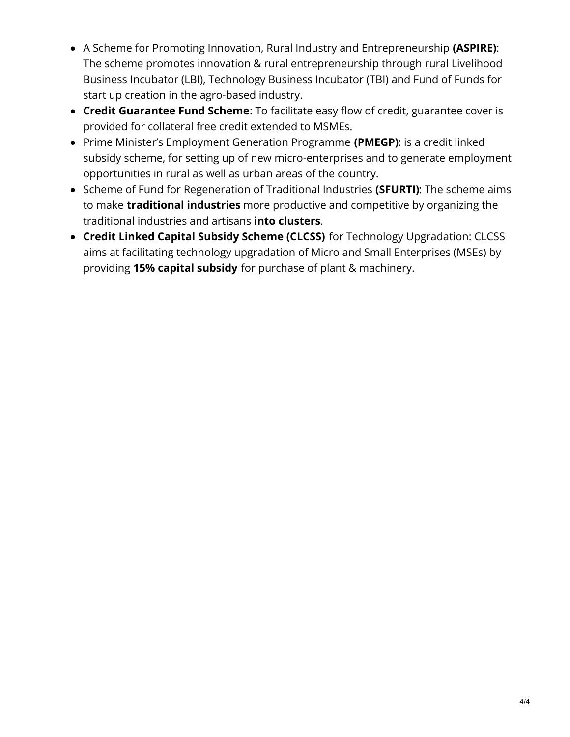- A Scheme for Promoting Innovation, Rural Industry and Entrepreneurship **(ASPIRE)**: The scheme promotes innovation & rural entrepreneurship through rural Livelihood Business Incubator (LBI), Technology Business Incubator (TBI) and Fund of Funds for start up creation in the agro-based industry.
- **Credit Guarantee Fund Scheme**: To facilitate easy flow of credit, guarantee cover is provided for collateral free credit extended to MSMEs.
- Prime Minister's Employment Generation Programme **(PMEGP)**: is a credit linked subsidy scheme, for setting up of new micro-enterprises and to generate employment opportunities in rural as well as urban areas of the country.
- Scheme of Fund for Regeneration of Traditional Industries **(SFURTI)**: The scheme aims to make **traditional industries** more productive and competitive by organizing the traditional industries and artisans **into clusters**.
- **Credit Linked Capital Subsidy Scheme (CLCSS)** for Technology Upgradation: CLCSS aims at facilitating technology upgradation of Micro and Small Enterprises (MSEs) by providing **15% capital subsidy** for purchase of plant & machinery.